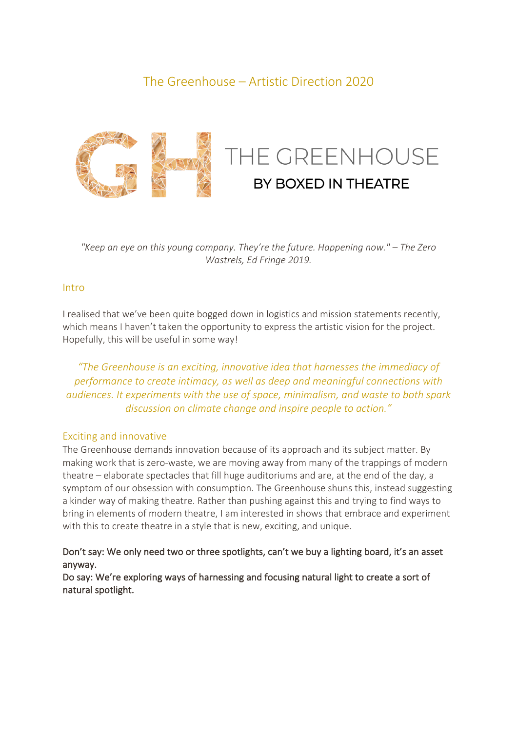# The Greenhouse – Artistic Direction 2020

THE GREENHOUSE

BY BOXED IN THEATRE

*"Keep an eye on this young company. They're the future. Happening now." – The Zero Wastrels, Ed Fringe 2019.*

## Intro

I realised that we've been quite bogged down in logistics and mission statements recently, which means I haven't taken the opportunity to express the artistic vision for the project. Hopefully, this will be useful in some way!

> *"The Greenhouse is an exciting, innovative idea that harnesses the immediacy of performance to create intimacy, as well as deep and meaningful connections with audiences. It experiments with the use of space, minimalism, and waste to both spark discussion on climate change and inspire people to action."*

## Exciting and innovative

The Greenhouse demands innovation because of its approach and its subject matter. By making work that is zero-waste, we are moving away from many of the trappings of modern theatre – elaborate spectacles that fill huge auditoriums and are, at the end of the day, a symptom of our obsession with consumption. The Greenhouse shuns this, instead suggesting a kinder way of making theatre. Rather than pushing against this and trying to find ways to bring in elements of modern theatre, I am interested in shows that embrace and experiment with this to create theatre in a style that is new, exciting, and unique.

Don't say: We only need two or three spotlights, can't we buy a lighting board, it's an asset anyway.
Do say: We're exploring ways of harnessing and focusing natural light to create a sort of natural spotlight.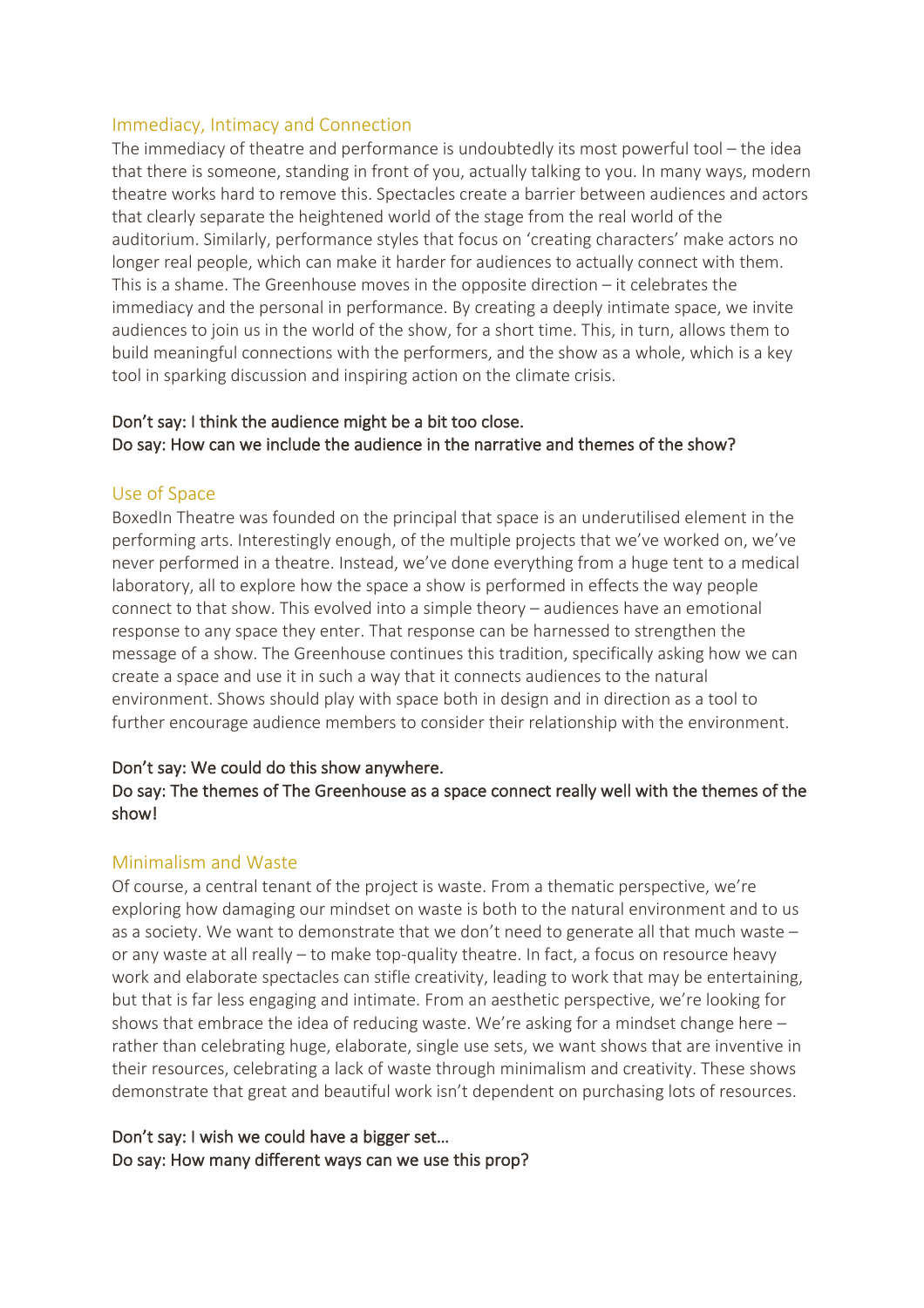## Immediacy, Intimacy and Connection

The immediacy of theatre and performance is undoubtedly its most powerful tool – the idea that there is someone, standing in front of you, actually talking to you. In many ways, modern theatre works hard to remove this. Spectacles create a barrier between audiences and actors that clearly separate the heightened world of the stage from the real world of the auditorium. Similarly, performance styles that focus on 'creating characters' make actors no longer real people, which can make it harder for audiences to actually connect with them. This is a shame. The Greenhouse moves in the opposite direction – it celebrates the immediacy and the personal in performance. By creating a deeply intimate space, we invite audiences to join us in the world of the show, for a short time. This, in turn, allows them to build meaningful connections with the performers, and the show as a whole, which is a key tool in sparking discussion and inspiring action on the climate crisis.

**Don't say: I think the audience might be a bit too close.**
**Do say: How can we include the audience in the narrative and themes of the show?**

## Use of Space

BoxedIn Theatre was founded on the principal that space is an underutilised element in the performing arts. Interestingly enough, of the multiple projects that we've worked on, we've never performed in a theatre. Instead, we've done everything from a huge tent to a medical laboratory, all to explore how the space a show is performed in effects the way people connect to that show. This evolved into a simple theory – audiences have an emotional response to any space they enter. That response can be harnessed to strengthen the message of a show. The Greenhouse continues this tradition, specifically asking how we can create a space and use it in such a way that it connects audiences to the natural environment. Shows should play with space both in design and in direction as a tool to further encourage audience members to consider their relationship with the environment.

**Don't say: We could do this show anywhere.**
**Do say: The themes of The Greenhouse as a space connect really well with the themes of the show!**

## Minimalism and Waste

Of course, a central tenant of the project is waste. From a thematic perspective, we're exploring how damaging our mindset on waste is both to the natural environment and to us as a society. We want to demonstrate that we don't need to generate all that much waste – or any waste at all really – to make top-quality theatre. In fact, a focus on resource heavy work and elaborate spectacles can stifle creativity, leading to work that may be entertaining, but that is far less engaging and intimate. From an aesthetic perspective, we're looking for shows that embrace the idea of reducing waste. We're asking for a mindset change here – rather than celebrating huge, elaborate, single use sets, we want shows that are inventive in their resources, celebrating a lack of waste through minimalism and creativity. These shows demonstrate that great and beautiful work isn't dependent on purchasing lots of resources.

**Don't say: I wish we could have a bigger set…**
**Do say: How many different ways can we use this prop?**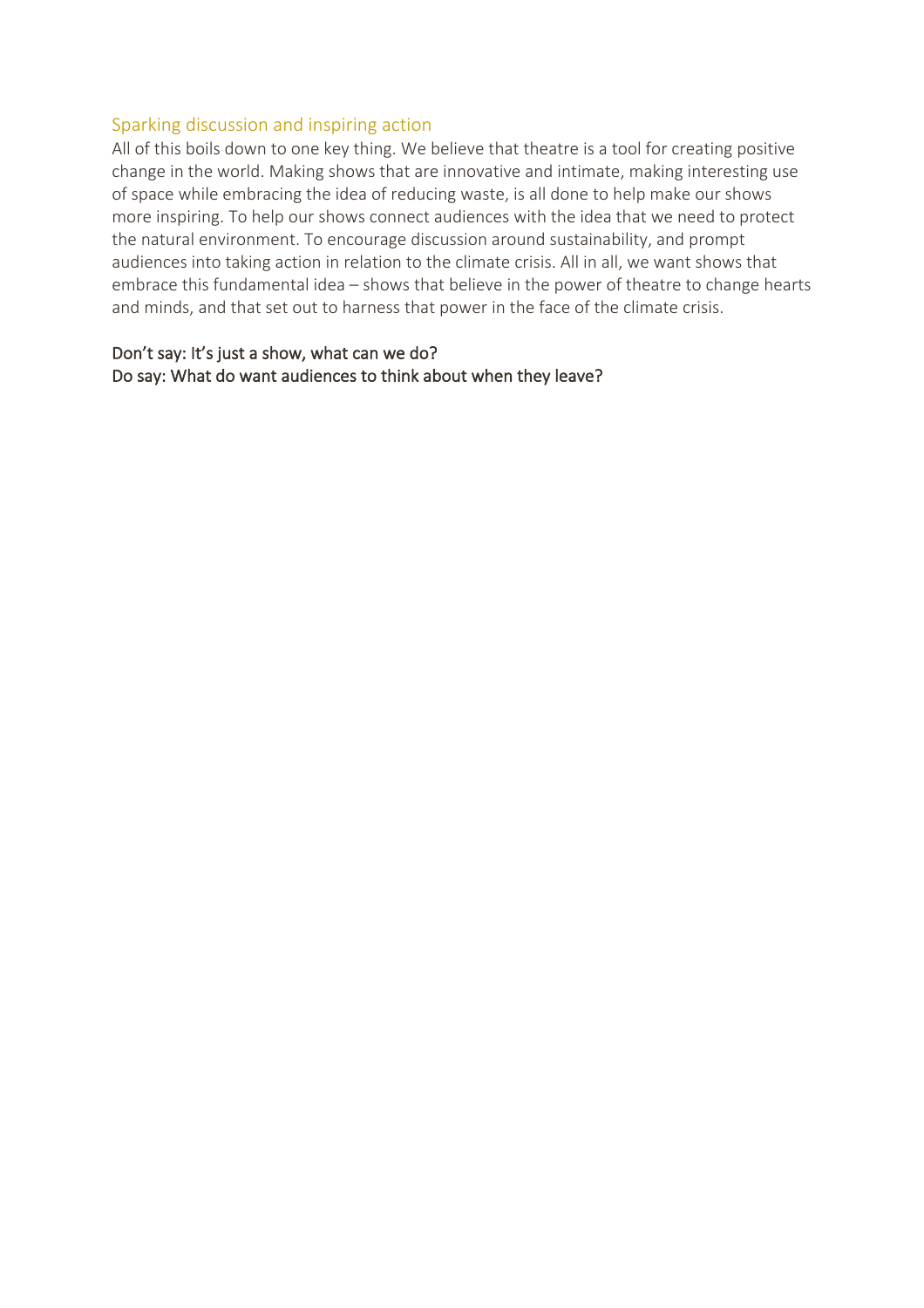## Sparking discussion and inspiring action

All of this boils down to one key thing. We believe that theatre is a tool for creating positive change in the world. Making shows that are innovative and intimate, making interesting use of space while embracing the idea of reducing waste, is all done to help make our shows more inspiring. To help our shows connect audiences with the idea that we need to protect the natural environment. To encourage discussion around sustainability, and prompt audiences into taking action in relation to the climate crisis. All in all, we want shows that embrace this fundamental idea – shows that believe in the power of theatre to change hearts and minds, and that set out to harness that power in the face of the climate crisis.

Don't say: It's just a show, what can we do?
Do say: What do want audiences to think about when they leave?